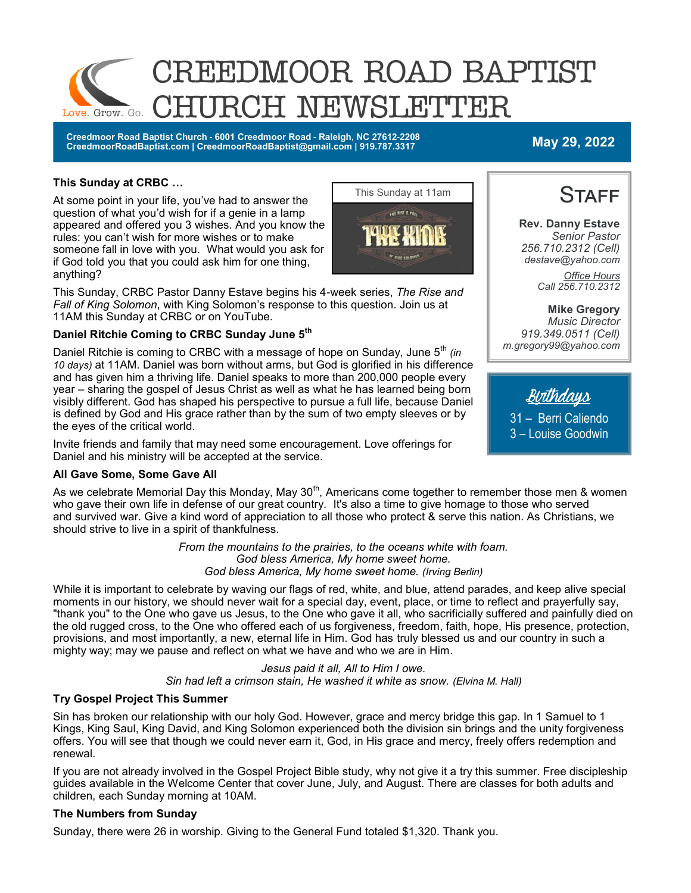# CREEDMOOR ROAD BAPTIST CHURCH NEWSLETTER

Love. Grow. Go.

**Creedmoor Road Baptist Church - 6001 Creedmoor Road - Raleigh, NC 27612-2208**
**CreedmoorRoadBaptist.com | CreedmoorRoadBaptist@gmail.com | 919.787.3317**

**May 29, 2022**

### This Sunday at CRBC …

This Sunday at 11am

At some point in your life, you've had to answer the question of what you'd wish for if a genie in a lamp appeared and offered you 3 wishes. And you know the rules: you can't wish for more wishes or to make someone fall in love with you. What would you ask for if God told you that you could ask him for one thing, anything?

This Sunday, CRBC Pastor Danny Estave begins his 4-week series, *The Rise and Fall of King Solomon*, with King Solomon's response to this question. Join us at 11AM this Sunday at CRBC or on YouTube.

### Daniel Ritchie Coming to CRBC Sunday June 5th

Daniel Ritchie is coming to CRBC with a message of hope on Sunday, June 5th *(in 10 days)* at 11AM. Daniel was born without arms, but God is glorified in his difference and has given him a thriving life. Daniel speaks to more than 200,000 people every year – sharing the gospel of Jesus Christ as well as what he has learned being born visibly different. God has shaped his perspective to pursue a full life, because Daniel is defined by God and His grace rather than by the sum of two empty sleeves or by the eyes of the critical world.

Invite friends and family that may need some encouragement. Love offerings for Daniel and his ministry will be accepted at the service.

### All Gave Some, Some Gave All

As we celebrate Memorial Day this Monday, May 30th, Americans come together to remember those men & women who gave their own life in defense of our great country. It's also a time to give homage to those who served and survived war. Give a kind word of appreciation to all those who protect & serve this nation. As Christians, we should strive to live in a spirit of thankfulness.

*From the mountains to the prairies, to the oceans white with foam.*
*God bless America, My home sweet home.*
*God bless America, My home sweet home.* *(Irving Berlin)*

While it is important to celebrate by waving our flags of red, white, and blue, attend parades, and keep alive special moments in our history, we should never wait for a special day, event, place, or time to reflect and prayerfully say, "thank you" to the One who gave us Jesus, to the One who gave it all, who sacrificially suffered and painfully died on the old rugged cross, to the One who offered each of us forgiveness, freedom, faith, hope, His presence, protection, provisions, and most importantly, a new, eternal life in Him. God has truly blessed us and our country in such a mighty way; may we pause and reflect on what we have and who we are in Him.

*Jesus paid it all, All to Him I owe.*
*Sin had left a crimson stain, He washed it white as snow.* *(Elvina M. Hall)*

### Try Gospel Project This Summer

Sin has broken our relationship with our holy God. However, grace and mercy bridge this gap. In 1 Samuel to 1 Kings, King Saul, King David, and King Solomon experienced both the division sin brings and the unity forgiveness offers. You will see that though we could never earn it, God, in His grace and mercy, freely offers redemption and renewal.

If you are not already involved in the Gospel Project Bible study, why not give it a try this summer. Free discipleship guides available in the Welcome Center that cover June, July, and August. There are classes for both adults and children, each Sunday morning at 10AM.

### The Numbers from Sunday

Sunday, there were 26 in worship. Giving to the General Fund totaled $1,320. Thank you.

## Staff

**Rev. Danny Estave**
*Senior Pastor*
*256.710.2312 (Cell)*
*destave@yahoo.com*

*Office Hours*
*Call 256.710.2312*

**Mike Gregory**
*Music Director*
*919.349.0511 (Cell)*
*m.gregory99@yahoo.com*

## Birthdays

31 – Berri Caliendo
3 – Louise Goodwin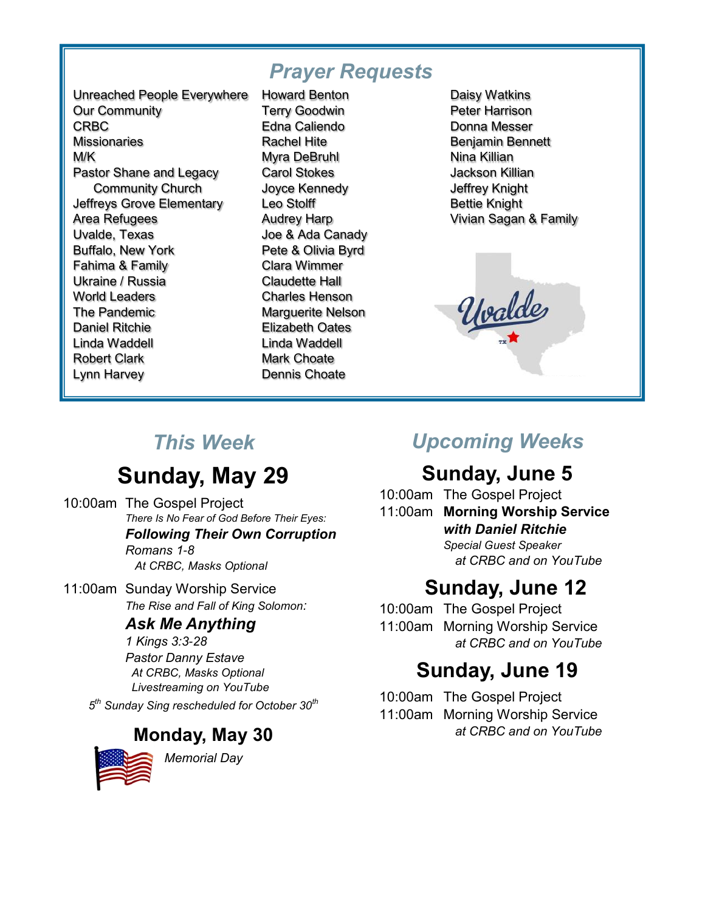## Prayer Requests

Unreached People Everywhere
Our Community
CRBC
Missionaries
M/K
Pastor Shane and Legacy Community Church
Jeffreys Grove Elementary
Area Refugees
Uvalde, Texas
Buffalo, New York
Fahima & Family
Ukraine / Russia
World Leaders
The Pandemic
Daniel Ritchie
Linda Waddell
Robert Clark
Lynn Harvey

Howard Benton
Terry Goodwin
Edna Caliendo
Rachel Hite
Myra DeBruhl
Carol Stokes
Joyce Kennedy
Leo Stolff
Audrey Harp
Joe & Ada Canady
Pete & Olivia Byrd
Clara Wimmer
Claudette Hall
Charles Henson
Marguerite Nelson
Elizabeth Oates
Linda Waddell
Mark Choate
Dennis Choate

Daisy Watkins
Peter Harrison
Donna Messer
Benjamin Bennett
Nina Killian
Jackson Killian
Jeffrey Knight
Bettie Knight
Vivian Sagan & Family

Uvalde
TX

## This Week

### Sunday, May 29

10:00am The Gospel Project
*There Is No Fear of God Before Their Eyes:*
***Following Their Own Corruption***
*Romans 1-8*
*At CRBC, Masks Optional*

11:00am Sunday Worship Service
*The Rise and Fall of King Solomon:*
***Ask Me Anything***
*1 Kings 3:3-28*
*Pastor Danny Estave*
*At CRBC, Masks Optional*
*Livestreaming on YouTube*

*5th Sunday Sing rescheduled for October 30th*

### Monday, May 30

*Memorial Day*

## Upcoming Weeks

### Sunday, June 5

10:00am The Gospel Project
11:00am **Morning Worship Service**
***with Daniel Ritchie***
*Special Guest Speaker*
*at CRBC and on YouTube*

### Sunday, June 12

10:00am The Gospel Project
11:00am Morning Worship Service
*at CRBC and on YouTube*

### Sunday, June 19

10:00am The Gospel Project
11:00am Morning Worship Service
*at CRBC and on YouTube*